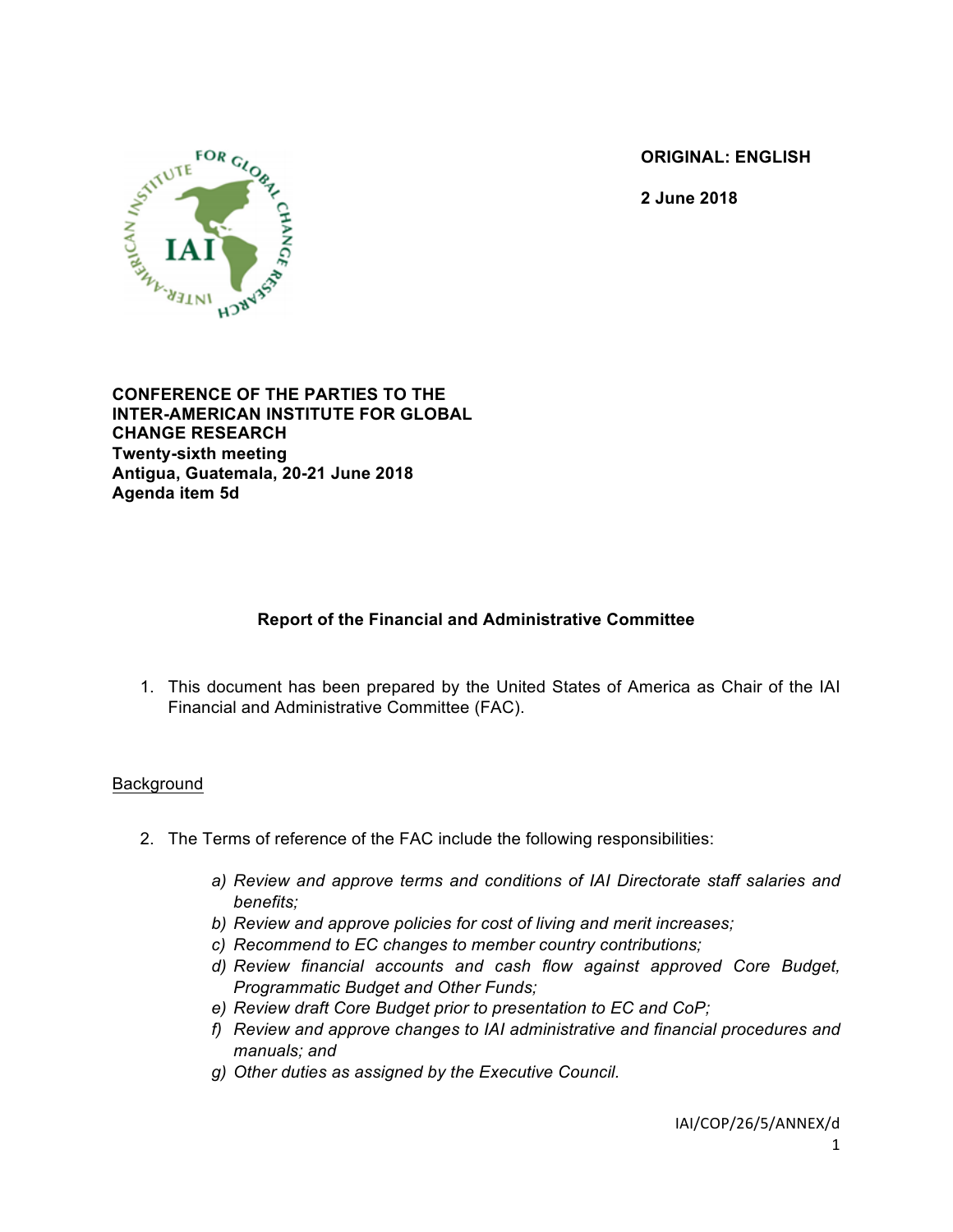ORIGINAL: ENGLISH

2 June 2018

**CONFERENCE OF THE PARTIES TO THE INTER-AMERICAN INSTITUTE FOR GLOBAL CHANGE RESEARCH**
**Twenty-sixth meeting**
**Antigua, Guatemala, 20-21 June 2018**
**Agenda item 5d**

## Report of the Financial and Administrative Committee

1. This document has been prepared by the United States of America as Chair of the IAI Financial and Administrative Committee (FAC).

### Background

2. The Terms of reference of the FAC include the following responsibilities:

   *a) Review and approve terms and conditions of IAI Directorate staff salaries and benefits;*
   *b) Review and approve policies for cost of living and merit increases;*
   *c) Recommend to EC changes to member country contributions;*
   *d) Review financial accounts and cash flow against approved Core Budget, Programmatic Budget and Other Funds;*
   *e) Review draft Core Budget prior to presentation to EC and CoP;*
   *f) Review and approve changes to IAI administrative and financial procedures and manuals; and*
   *g) Other duties as assigned by the Executive Council.*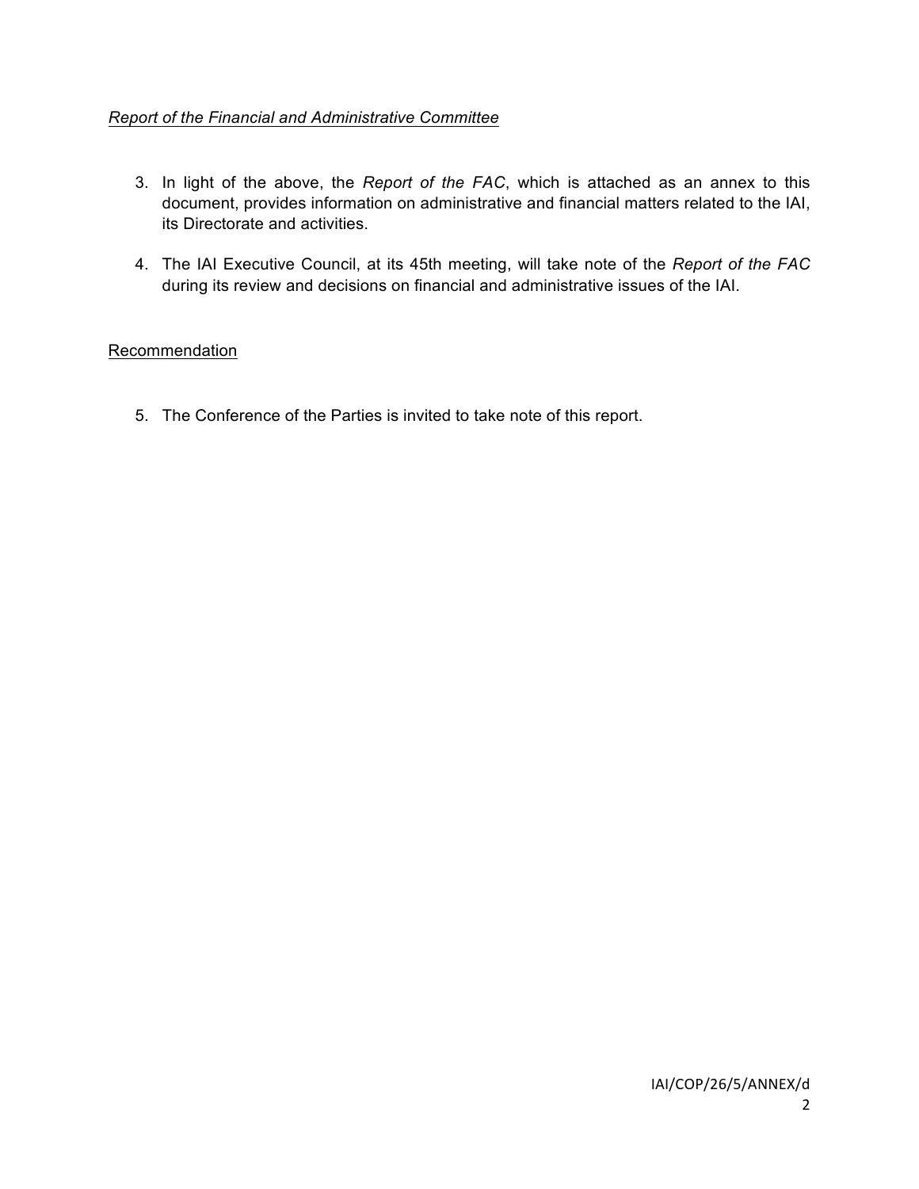*Report of the Financial and Administrative Committee*

3. In light of the above, the *Report of the FAC*, which is attached as an annex to this document, provides information on administrative and financial matters related to the IAI, its Directorate and activities.

4. The IAI Executive Council, at its 45th meeting, will take note of the *Report of the FAC* during its review and decisions on financial and administrative issues of the IAI.

Recommendation

5. The Conference of the Parties is invited to take note of this report.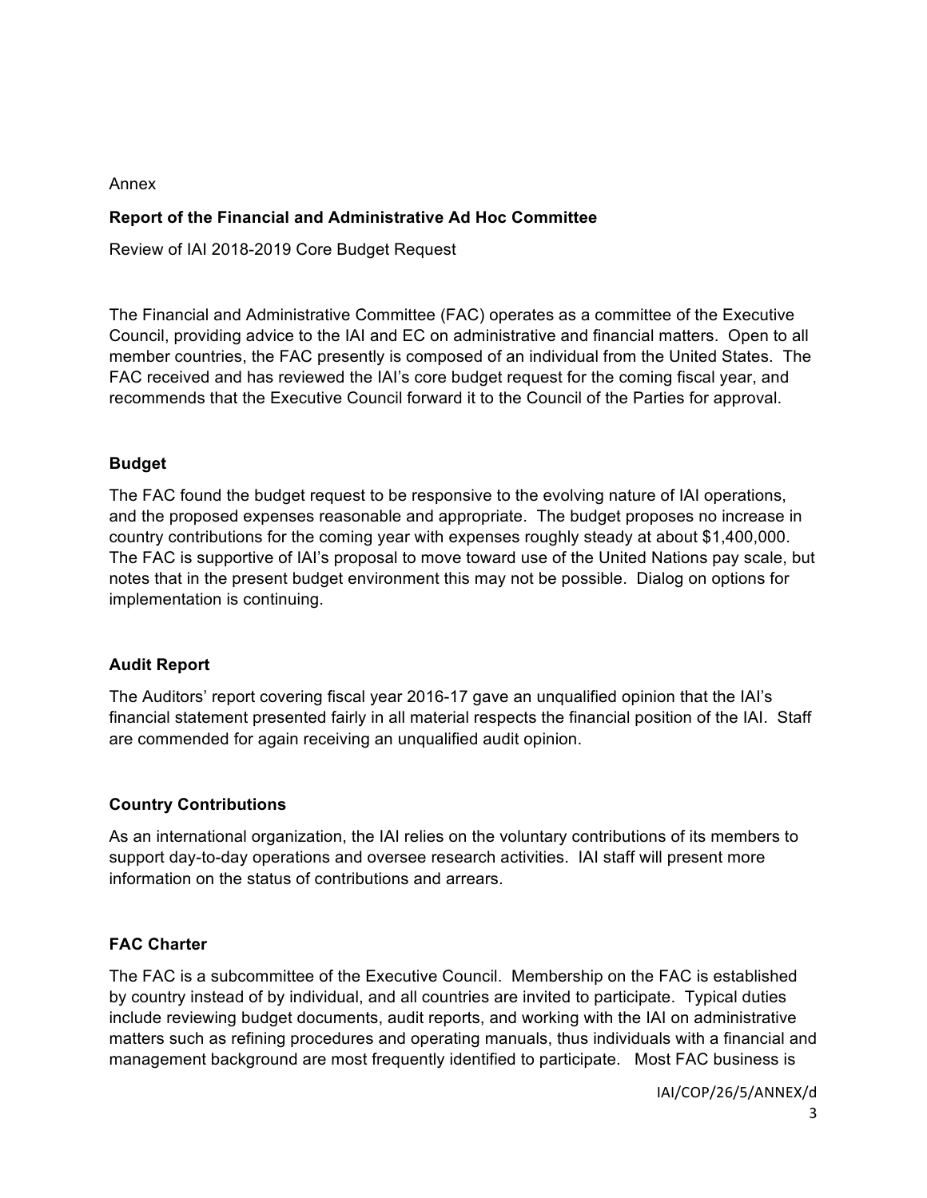Annex

**Report of the Financial and Administrative Ad Hoc Committee**

Review of IAI 2018-2019 Core Budget Request

The Financial and Administrative Committee (FAC) operates as a committee of the Executive Council, providing advice to the IAI and EC on administrative and financial matters. Open to all member countries, the FAC presently is composed of an individual from the United States. The FAC received and has reviewed the IAI's core budget request for the coming fiscal year, and recommends that the Executive Council forward it to the Council of the Parties for approval.

## Budget

The FAC found the budget request to be responsive to the evolving nature of IAI operations, and the proposed expenses reasonable and appropriate. The budget proposes no increase in country contributions for the coming year with expenses roughly steady at about $1,400,000. The FAC is supportive of IAI's proposal to move toward use of the United Nations pay scale, but notes that in the present budget environment this may not be possible. Dialog on options for implementation is continuing.

## Audit Report

The Auditors' report covering fiscal year 2016-17 gave an unqualified opinion that the IAI's financial statement presented fairly in all material respects the financial position of the IAI. Staff are commended for again receiving an unqualified audit opinion.

## Country Contributions

As an international organization, the IAI relies on the voluntary contributions of its members to support day-to-day operations and oversee research activities. IAI staff will present more information on the status of contributions and arrears.

## FAC Charter

The FAC is a subcommittee of the Executive Council. Membership on the FAC is established by country instead of by individual, and all countries are invited to participate. Typical duties include reviewing budget documents, audit reports, and working with the IAI on administrative matters such as refining procedures and operating manuals, thus individuals with a financial and management background are most frequently identified to participate. Most FAC business is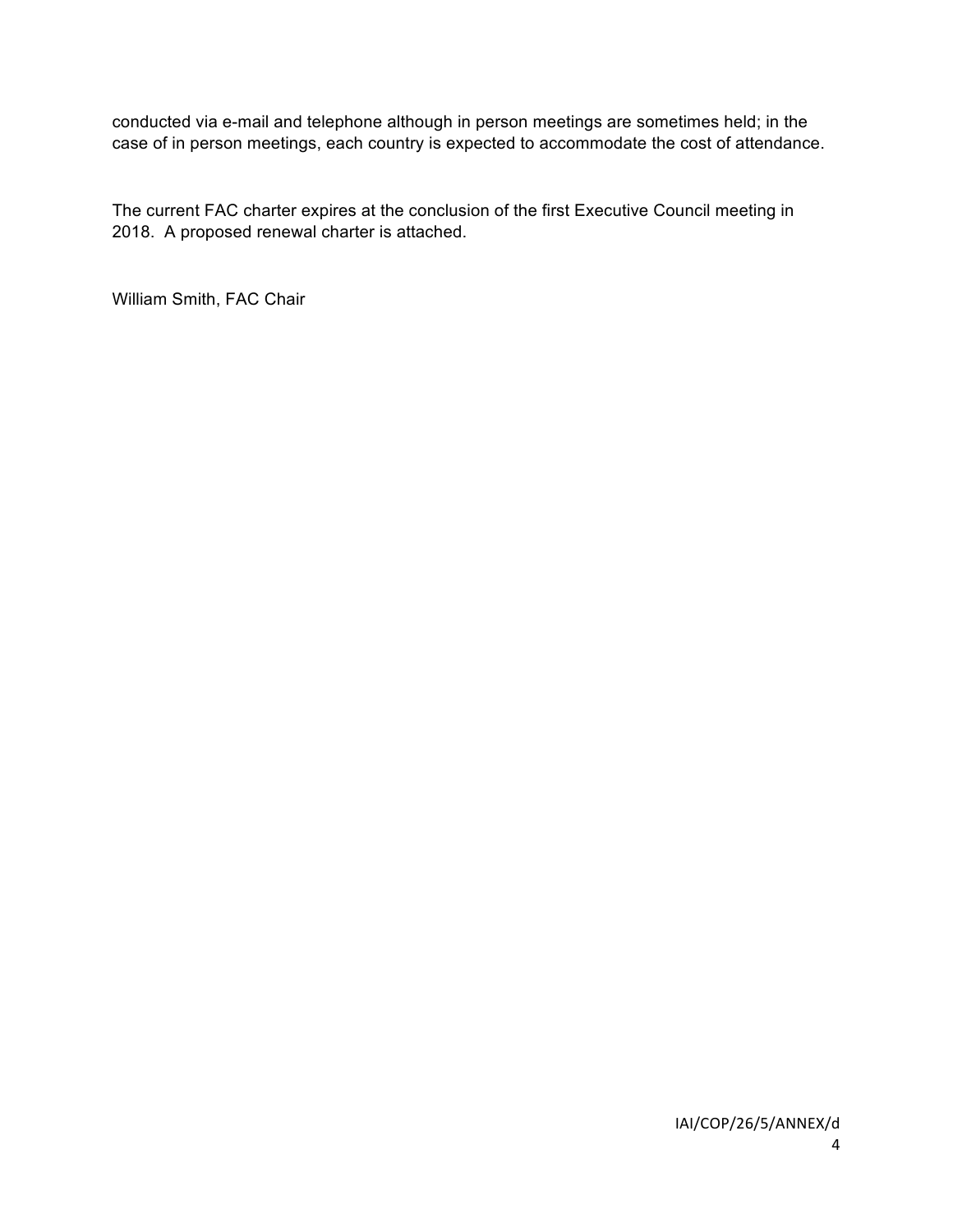conducted via e-mail and telephone although in person meetings are sometimes held; in the case of in person meetings, each country is expected to accommodate the cost of attendance.

The current FAC charter expires at the conclusion of the first Executive Council meeting in 2018. A proposed renewal charter is attached.

William Smith, FAC Chair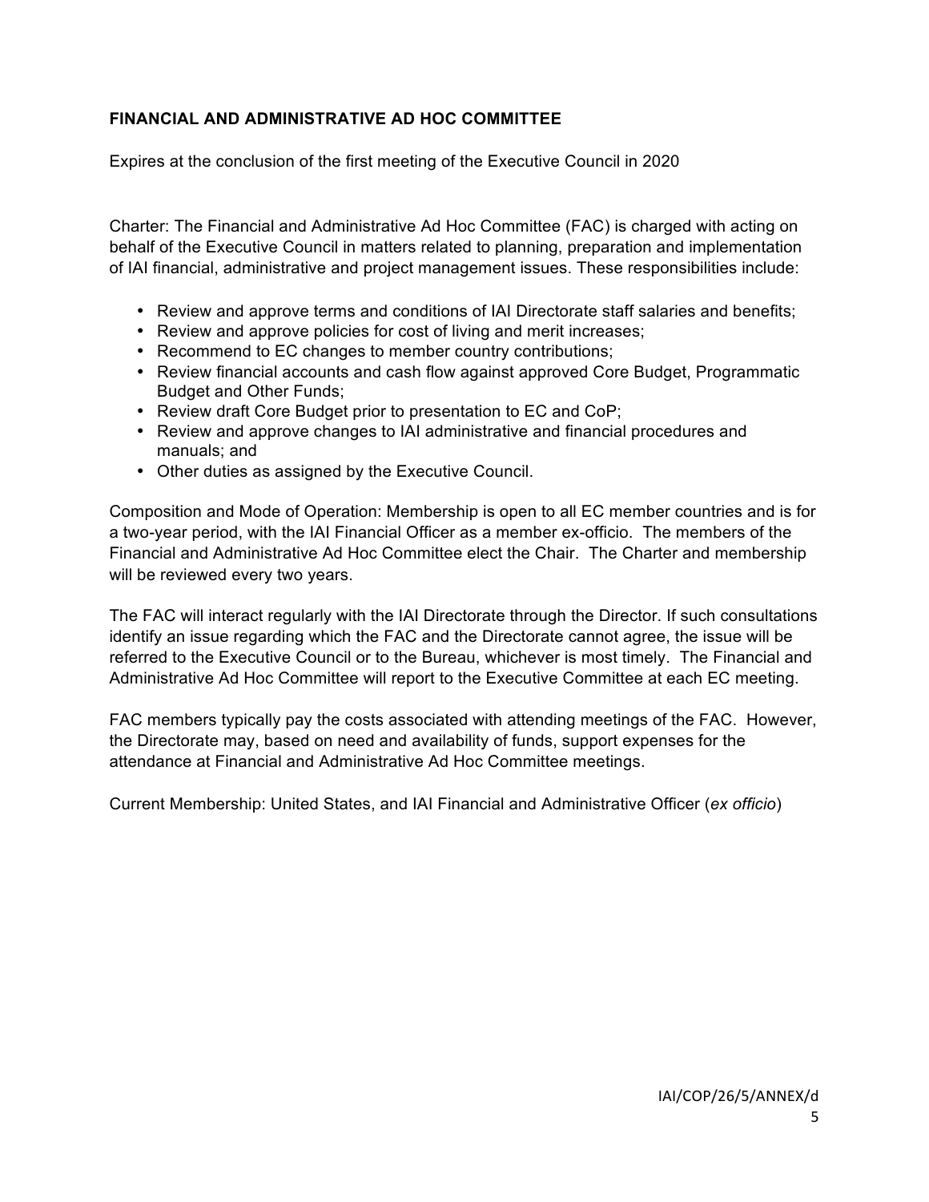## FINANCIAL AND ADMINISTRATIVE AD HOC COMMITTEE

Expires at the conclusion of the first meeting of the Executive Council in 2020

Charter: The Financial and Administrative Ad Hoc Committee (FAC) is charged with acting on behalf of the Executive Council in matters related to planning, preparation and implementation of IAI financial, administrative and project management issues. These responsibilities include:

- Review and approve terms and conditions of IAI Directorate staff salaries and benefits;
- Review and approve policies for cost of living and merit increases;
- Recommend to EC changes to member country contributions;
- Review financial accounts and cash flow against approved Core Budget, Programmatic Budget and Other Funds;
- Review draft Core Budget prior to presentation to EC and CoP;
- Review and approve changes to IAI administrative and financial procedures and manuals; and
- Other duties as assigned by the Executive Council.

Composition and Mode of Operation: Membership is open to all EC member countries and is for a two-year period, with the IAI Financial Officer as a member ex-officio. The members of the Financial and Administrative Ad Hoc Committee elect the Chair. The Charter and membership will be reviewed every two years.

The FAC will interact regularly with the IAI Directorate through the Director. If such consultations identify an issue regarding which the FAC and the Directorate cannot agree, the issue will be referred to the Executive Council or to the Bureau, whichever is most timely. The Financial and Administrative Ad Hoc Committee will report to the Executive Committee at each EC meeting.

FAC members typically pay the costs associated with attending meetings of the FAC. However, the Directorate may, based on need and availability of funds, support expenses for the attendance at Financial and Administrative Ad Hoc Committee meetings.

Current Membership: United States, and IAI Financial and Administrative Officer (*ex officio*)

IAI/COP/26/5/ANNEX/d